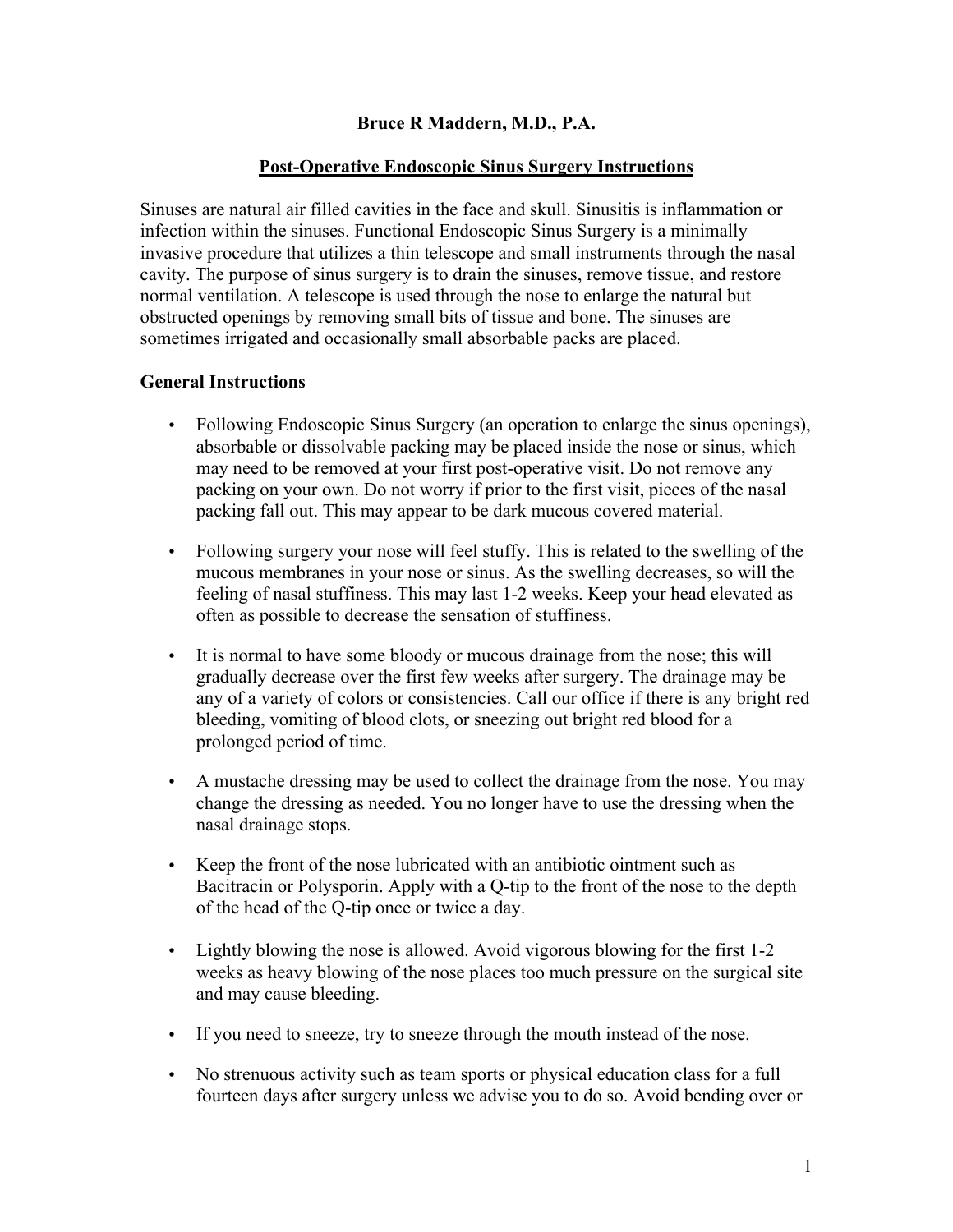**Bruce R Maddern, M.D., P.A.**

# Post-Operative Endoscopic Sinus Surgery Instructions

Sinuses are natural air filled cavities in the face and skull. Sinusitis is inflammation or infection within the sinuses. Functional Endoscopic Sinus Surgery is a minimally invasive procedure that utilizes a thin telescope and small instruments through the nasal cavity. The purpose of sinus surgery is to drain the sinuses, remove tissue, and restore normal ventilation. A telescope is used through the nose to enlarge the natural but obstructed openings by removing small bits of tissue and bone. The sinuses are sometimes irrigated and occasionally small absorbable packs are placed.

## General Instructions

- Following Endoscopic Sinus Surgery (an operation to enlarge the sinus openings), absorbable or dissolvable packing may be placed inside the nose or sinus, which may need to be removed at your first post-operative visit. Do not remove any packing on your own. Do not worry if prior to the first visit, pieces of the nasal packing fall out. This may appear to be dark mucous covered material.
- Following surgery your nose will feel stuffy. This is related to the swelling of the mucous membranes in your nose or sinus. As the swelling decreases, so will the feeling of nasal stuffiness. This may last 1-2 weeks. Keep your head elevated as often as possible to decrease the sensation of stuffiness.
- It is normal to have some bloody or mucous drainage from the nose; this will gradually decrease over the first few weeks after surgery. The drainage may be any of a variety of colors or consistencies. Call our office if there is any bright red bleeding, vomiting of blood clots, or sneezing out bright red blood for a prolonged period of time.
- A mustache dressing may be used to collect the drainage from the nose. You may change the dressing as needed. You no longer have to use the dressing when the nasal drainage stops.
- Keep the front of the nose lubricated with an antibiotic ointment such as Bacitracin or Polysporin. Apply with a Q-tip to the front of the nose to the depth of the head of the Q-tip once or twice a day.
- Lightly blowing the nose is allowed. Avoid vigorous blowing for the first 1-2 weeks as heavy blowing of the nose places too much pressure on the surgical site and may cause bleeding.
- If you need to sneeze, try to sneeze through the mouth instead of the nose.
- No strenuous activity such as team sports or physical education class for a full fourteen days after surgery unless we advise you to do so. Avoid bending over or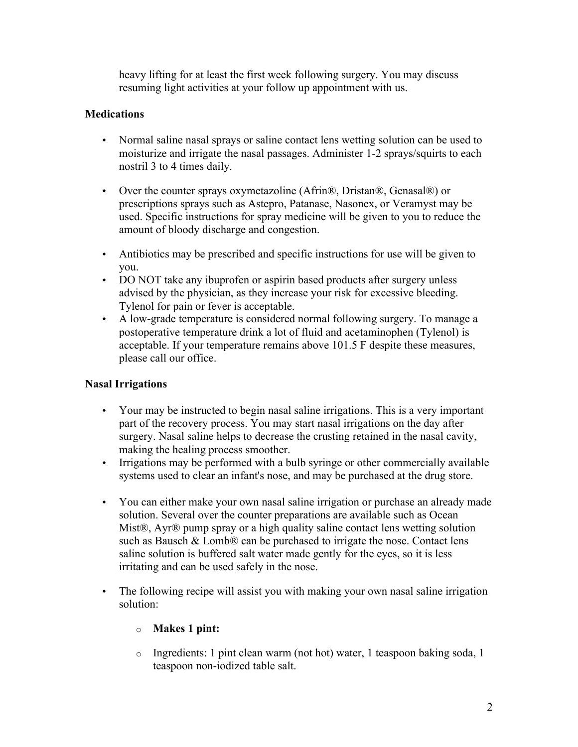heavy lifting for at least the first week following surgery. You may discuss resuming light activities at your follow up appointment with us.

**Medications**

- Normal saline nasal sprays or saline contact lens wetting solution can be used to moisturize and irrigate the nasal passages. Administer 1-2 sprays/squirts to each nostril 3 to 4 times daily.

- Over the counter sprays oxymetazoline (Afrin®, Dristan®, Genasal®) or prescriptions sprays such as Astepro, Patanase, Nasonex, or Veramyst may be used. Specific instructions for spray medicine will be given to you to reduce the amount of bloody discharge and congestion.

- Antibiotics may be prescribed and specific instructions for use will be given to you.
- DO NOT take any ibuprofen or aspirin based products after surgery unless advised by the physician, as they increase your risk for excessive bleeding. Tylenol for pain or fever is acceptable.
- A low-grade temperature is considered normal following surgery. To manage a postoperative temperature drink a lot of fluid and acetaminophen (Tylenol) is acceptable. If your temperature remains above 101.5 F despite these measures, please call our office.

**Nasal Irrigations**

- Your may be instructed to begin nasal saline irrigations. This is a very important part of the recovery process. You may start nasal irrigations on the day after surgery. Nasal saline helps to decrease the crusting retained in the nasal cavity, making the healing process smoother.
- Irrigations may be performed with a bulb syringe or other commercially available systems used to clear an infant's nose, and may be purchased at the drug store.

- You can either make your own nasal saline irrigation or purchase an already made solution. Several over the counter preparations are available such as Ocean Mist®, Ayr® pump spray or a high quality saline contact lens wetting solution such as Bausch & Lomb® can be purchased to irrigate the nose. Contact lens saline solution is buffered salt water made gently for the eyes, so it is less irritating and can be used safely in the nose.

- The following recipe will assist you with making your own nasal saline irrigation solution:

  - **Makes 1 pint:**

  - Ingredients: 1 pint clean warm (not hot) water, 1 teaspoon baking soda, 1 teaspoon non-iodized table salt.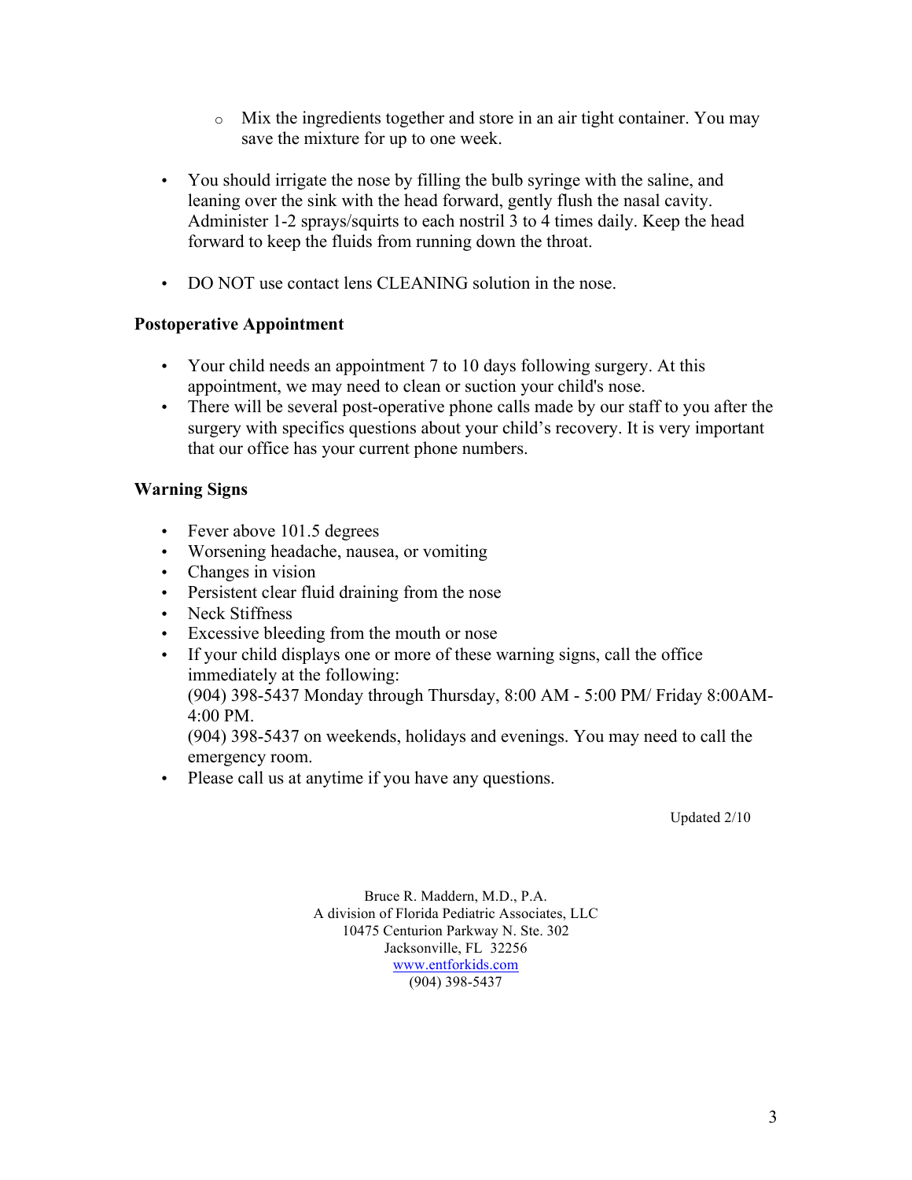- Mix the ingredients together and store in an air tight container. You may save the mixture for up to one week.

- You should irrigate the nose by filling the bulb syringe with the saline, and leaning over the sink with the head forward, gently flush the nasal cavity. Administer 1-2 sprays/squirts to each nostril 3 to 4 times daily. Keep the head forward to keep the fluids from running down the throat.

- DO NOT use contact lens CLEANING solution in the nose.

**Postoperative Appointment**

- Your child needs an appointment 7 to 10 days following surgery. At this appointment, we may need to clean or suction your child's nose.
- There will be several post-operative phone calls made by our staff to you after the surgery with specifics questions about your child's recovery. It is very important that our office has your current phone numbers.

**Warning Signs**

- Fever above 101.5 degrees
- Worsening headache, nausea, or vomiting
- Changes in vision
- Persistent clear fluid draining from the nose
- Neck Stiffness
- Excessive bleeding from the mouth or nose
- If your child displays one or more of these warning signs, call the office immediately at the following:
  (904) 398-5437 Monday through Thursday, 8:00 AM - 5:00 PM/ Friday 8:00AM-4:00 PM.
  (904) 398-5437 on weekends, holidays and evenings. You may need to call the emergency room.
- Please call us at anytime if you have any questions.

Updated 2/10

Bruce R. Maddern, M.D., P.A.
A division of Florida Pediatric Associates, LLC
10475 Centurion Parkway N. Ste. 302
Jacksonville, FL 32256
www.entforkids.com
(904) 398-5437